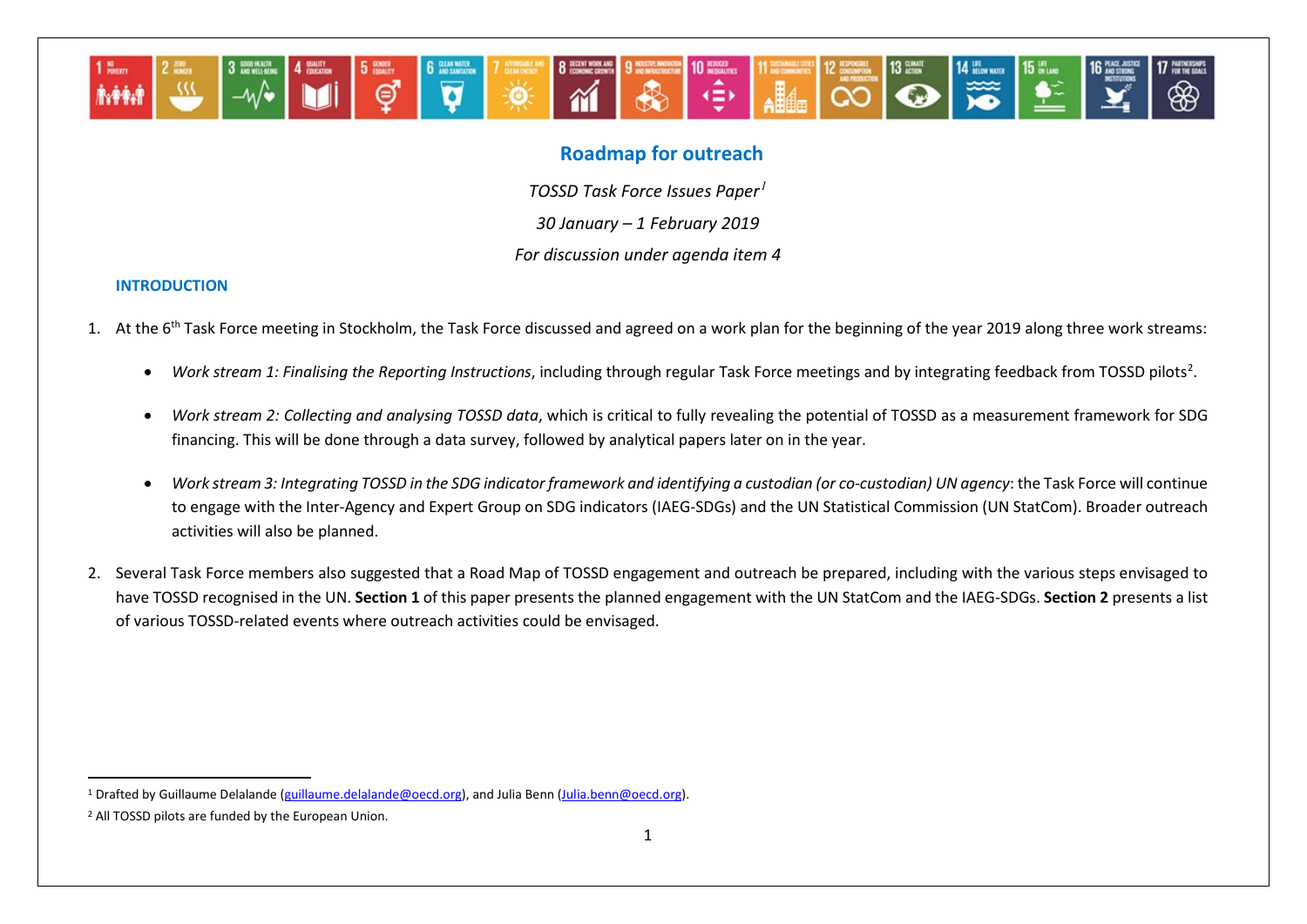# Roadmap for outreach

*TOSSD Task Force Issues Paper*[1]

*30 January – 1 February 2019*

*For discussion under agenda item 4*

## INTRODUCTION

1. At the 6th Task Force meeting in Stockholm, the Task Force discussed and agreed on a work plan for the beginning of the year 2019 along three work streams:

   - *Work stream 1: Finalising the Reporting Instructions*, including through regular Task Force meetings and by integrating feedback from TOSSD pilots[2].

   - *Work stream 2: Collecting and analysing TOSSD data*, which is critical to fully revealing the potential of TOSSD as a measurement framework for SDG financing. This will be done through a data survey, followed by analytical papers later on in the year.

   - *Work stream 3: Integrating TOSSD in the SDG indicator framework and identifying a custodian (or co-custodian) UN agency*: the Task Force will continue to engage with the Inter-Agency and Expert Group on SDG indicators (IAEG-SDGs) and the UN Statistical Commission (UN StatCom). Broader outreach activities will also be planned.

2. Several Task Force members also suggested that a Road Map of TOSSD engagement and outreach be prepared, including with the various steps envisaged to have TOSSD recognised in the UN. **Section 1** of this paper presents the planned engagement with the UN StatCom and the IAEG-SDGs. **Section 2** presents a list of various TOSSD-related events where outreach activities could be envisaged.

---

[1] Drafted by Guillaume Delalande (guillaume.delalande@oecd.org), and Julia Benn (Julia.benn@oecd.org).

[2] All TOSSD pilots are funded by the European Union.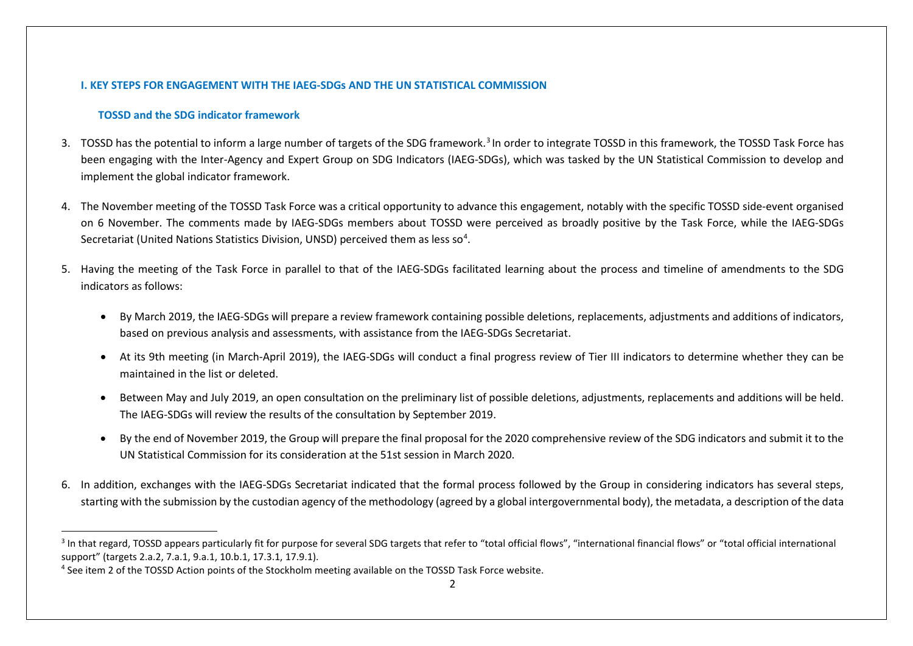## I. KEY STEPS FOR ENGAGEMENT WITH THE IAEG-SDGs AND THE UN STATISTICAL COMMISSION

### TOSSD and the SDG indicator framework

3. TOSSD has the potential to inform a large number of targets of the SDG framework.[3] In order to integrate TOSSD in this framework, the TOSSD Task Force has been engaging with the Inter-Agency and Expert Group on SDG Indicators (IAEG-SDGs), which was tasked by the UN Statistical Commission to develop and implement the global indicator framework.

4. The November meeting of the TOSSD Task Force was a critical opportunity to advance this engagement, notably with the specific TOSSD side-event organised on 6 November. The comments made by IAEG-SDGs members about TOSSD were perceived as broadly positive by the Task Force, while the IAEG-SDGs Secretariat (United Nations Statistics Division, UNSD) perceived them as less so[4].

5. Having the meeting of the Task Force in parallel to that of the IAEG-SDGs facilitated learning about the process and timeline of amendments to the SDG indicators as follows:

   - By March 2019, the IAEG-SDGs will prepare a review framework containing possible deletions, replacements, adjustments and additions of indicators, based on previous analysis and assessments, with assistance from the IAEG-SDGs Secretariat.
   - At its 9th meeting (in March-April 2019), the IAEG-SDGs will conduct a final progress review of Tier III indicators to determine whether they can be maintained in the list or deleted.
   - Between May and July 2019, an open consultation on the preliminary list of possible deletions, adjustments, replacements and additions will be held. The IAEG-SDGs will review the results of the consultation by September 2019.
   - By the end of November 2019, the Group will prepare the final proposal for the 2020 comprehensive review of the SDG indicators and submit it to the UN Statistical Commission for its consideration at the 51st session in March 2020.

6. In addition, exchanges with the IAEG-SDGs Secretariat indicated that the formal process followed by the Group in considering indicators has several steps, starting with the submission by the custodian agency of the methodology (agreed by a global intergovernmental body), the metadata, a description of the data

---

[3] In that regard, TOSSD appears particularly fit for purpose for several SDG targets that refer to "total official flows", "international financial flows" or "total official international support" (targets 2.a.2, 7.a.1, 9.a.1, 10.b.1, 17.3.1, 17.9.1).

[4] See item 2 of the TOSSD Action points of the Stockholm meeting available on the TOSSD Task Force website.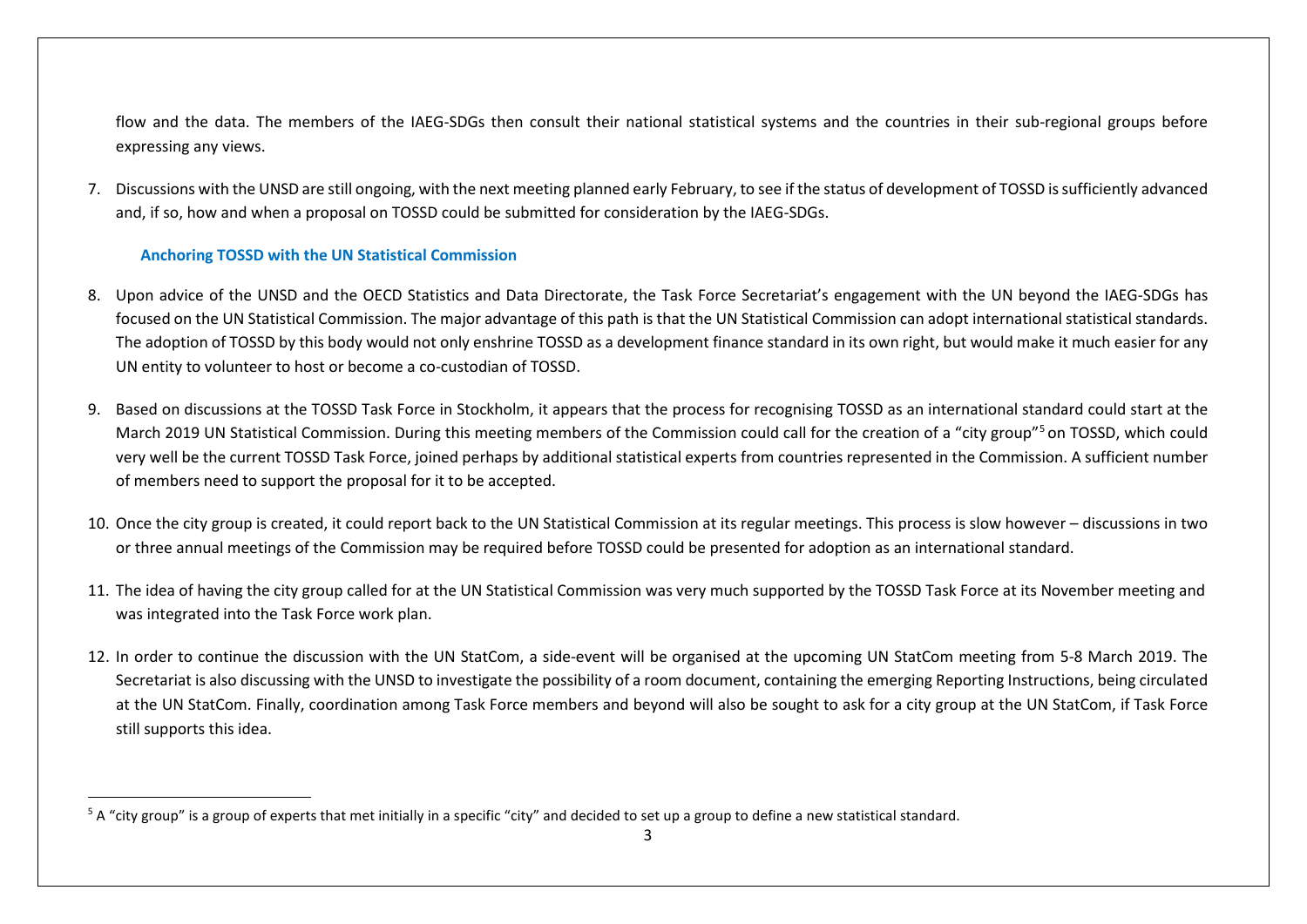flow and the data. The members of the IAEG-SDGs then consult their national statistical systems and the countries in their sub-regional groups before expressing any views.

7. Discussions with the UNSD are still ongoing, with the next meeting planned early February, to see if the status of development of TOSSD is sufficiently advanced and, if so, how and when a proposal on TOSSD could be submitted for consideration by the IAEG-SDGs.

### Anchoring TOSSD with the UN Statistical Commission

8. Upon advice of the UNSD and the OECD Statistics and Data Directorate, the Task Force Secretariat's engagement with the UN beyond the IAEG-SDGs has focused on the UN Statistical Commission. The major advantage of this path is that the UN Statistical Commission can adopt international statistical standards. The adoption of TOSSD by this body would not only enshrine TOSSD as a development finance standard in its own right, but would make it much easier for any UN entity to volunteer to host or become a co-custodian of TOSSD.

9. Based on discussions at the TOSSD Task Force in Stockholm, it appears that the process for recognising TOSSD as an international standard could start at the March 2019 UN Statistical Commission. During this meeting members of the Commission could call for the creation of a "city group"[5] on TOSSD, which could very well be the current TOSSD Task Force, joined perhaps by additional statistical experts from countries represented in the Commission. A sufficient number of members need to support the proposal for it to be accepted.

10. Once the city group is created, it could report back to the UN Statistical Commission at its regular meetings. This process is slow however – discussions in two or three annual meetings of the Commission may be required before TOSSD could be presented for adoption as an international standard.

11. The idea of having the city group called for at the UN Statistical Commission was very much supported by the TOSSD Task Force at its November meeting and was integrated into the Task Force work plan.

12. In order to continue the discussion with the UN StatCom, a side-event will be organised at the upcoming UN StatCom meeting from 5-8 March 2019. The Secretariat is also discussing with the UNSD to investigate the possibility of a room document, containing the emerging Reporting Instructions, being circulated at the UN StatCom. Finally, coordination among Task Force members and beyond will also be sought to ask for a city group at the UN StatCom, if Task Force still supports this idea.

---

[5] A "city group" is a group of experts that met initially in a specific "city" and decided to set up a group to define a new statistical standard.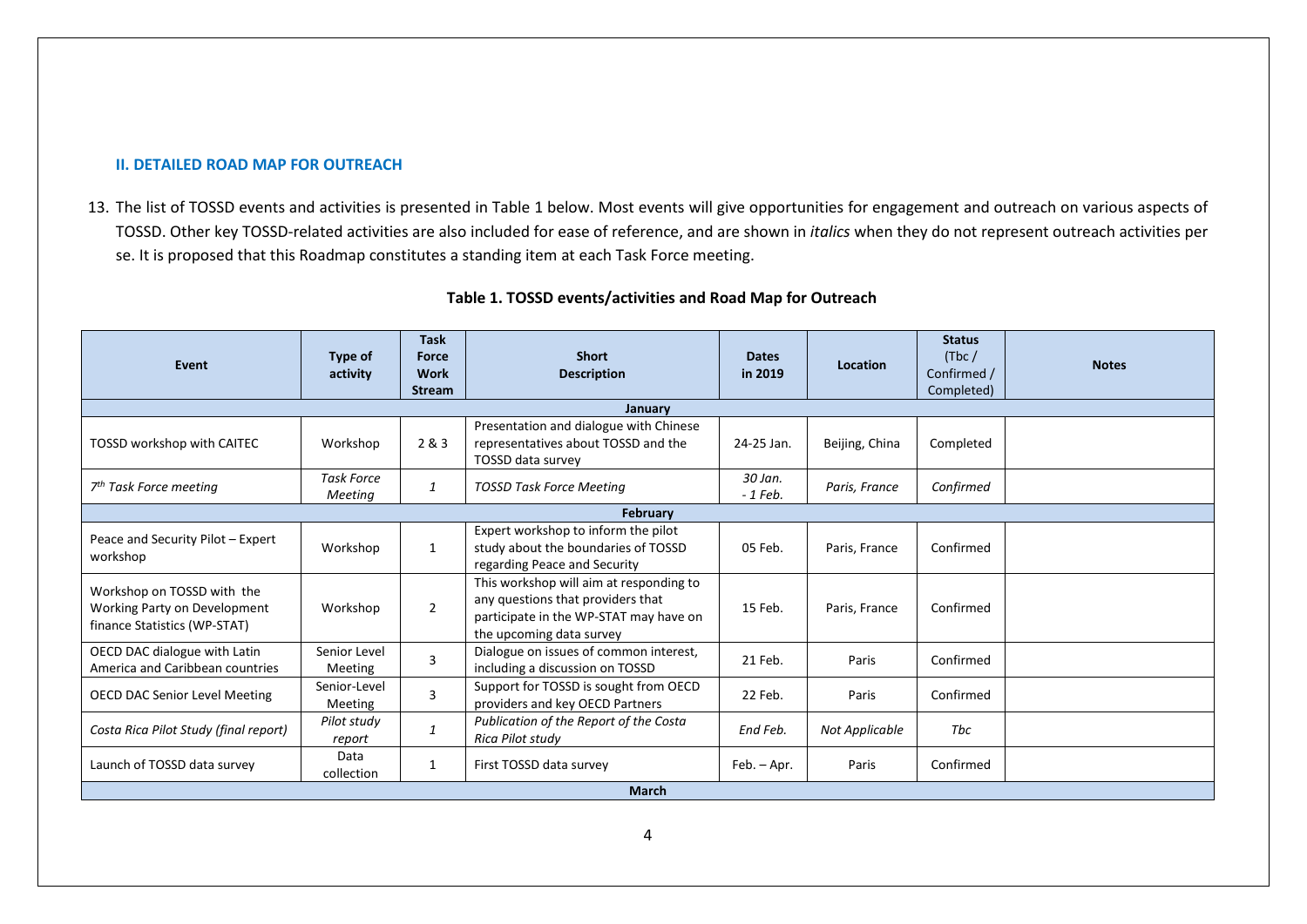## II. DETAILED ROAD MAP FOR OUTREACH

13. The list of TOSSD events and activities is presented in Table 1 below. Most events will give opportunities for engagement and outreach on various aspects of TOSSD. Other key TOSSD-related activities are also included for ease of reference, and are shown in *italics* when they do not represent outreach activities per se. It is proposed that this Roadmap constitutes a standing item at each Task Force meeting.

**Table 1. TOSSD events/activities and Road Map for Outreach**

| Event | Type of activity | Task Force Work Stream | Short Description | Dates in 2019 | Location | Status (Tbc / Confirmed / Completed) | Notes |
|---|---|---|---|---|---|---|---|
| **January** | | | | | | | |
| TOSSD workshop with CAITEC | Workshop | 2 & 3 | Presentation and dialogue with Chinese representatives about TOSSD and the TOSSD data survey | 24-25 Jan. | Beijing, China | Completed | |
| *7th Task Force meeting* | *Task Force Meeting* | *1* | *TOSSD Task Force Meeting* | *30 Jan. - 1 Feb.* | *Paris, France* | *Confirmed* | |
| **February** | | | | | | | |
| Peace and Security Pilot – Expert workshop | Workshop | 1 | Expert workshop to inform the pilot study about the boundaries of TOSSD regarding Peace and Security | 05 Feb. | Paris, France | Confirmed | |
| Workshop on TOSSD with the Working Party on Development finance Statistics (WP-STAT) | Workshop | 2 | This workshop will aim at responding to any questions that providers that participate in the WP-STAT may have on the upcoming data survey | 15 Feb. | Paris, France | Confirmed | |
| OECD DAC dialogue with Latin America and Caribbean countries | Senior Level Meeting | 3 | Dialogue on issues of common interest, including a discussion on TOSSD | 21 Feb. | Paris | Confirmed | |
| OECD DAC Senior Level Meeting | Senior-Level Meeting | 3 | Support for TOSSD is sought from OECD providers and key OECD Partners | 22 Feb. | Paris | Confirmed | |
| *Costa Rica Pilot Study (final report)* | *Pilot study report* | *1* | *Publication of the Report of the Costa Rica Pilot study* | *End Feb.* | *Not Applicable* | *Tbc* | |
| Launch of TOSSD data survey | Data collection | 1 | First TOSSD data survey | Feb. – Apr. | Paris | Confirmed | |
| **March** | | | | | | | |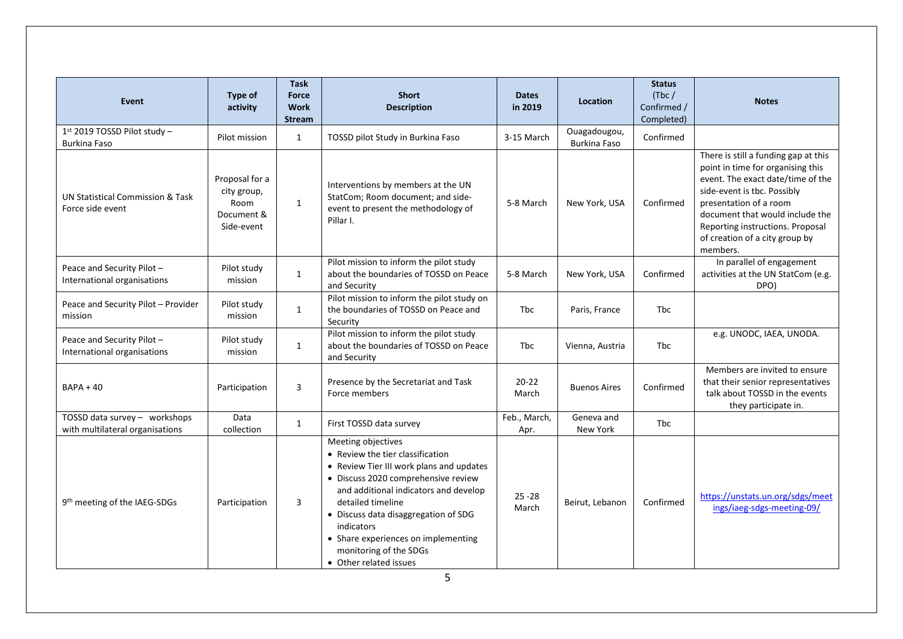| Event | Type of activity | Task Force Work Stream | Short Description | Dates in 2019 | Location | Status (Tbc / Confirmed / Completed) | Notes |
|---|---|---|---|---|---|---|---|
| 1st 2019 TOSSD Pilot study – Burkina Faso | Pilot mission | 1 | TOSSD pilot Study in Burkina Faso | 3-15 March | Ouagadougou, Burkina Faso | Confirmed | |
| UN Statistical Commission & Task Force side event | Proposal for a city group, Room Document & Side-event | 1 | Interventions by members at the UN StatCom; Room document; and side-event to present the methodology of Pillar I. | 5-8 March | New York, USA | Confirmed | There is still a funding gap at this point in time for organising this event. The exact date/time of the side-event is tbc. Possibly presentation of a room document that would include the Reporting instructions. Proposal of creation of a city group by members. |
| Peace and Security Pilot – International organisations | Pilot study mission | 1 | Pilot mission to inform the pilot study about the boundaries of TOSSD on Peace and Security | 5-8 March | New York, USA | Confirmed | In parallel of engagement activities at the UN StatCom (e.g. DPO) |
| Peace and Security Pilot – Provider mission | Pilot study mission | 1 | Pilot mission to inform the pilot study on the boundaries of TOSSD on Peace and Security | Tbc | Paris, France | Tbc | |
| Peace and Security Pilot – International organisations | Pilot study mission | 1 | Pilot mission to inform the pilot study about the boundaries of TOSSD on Peace and Security | Tbc | Vienna, Austria | Tbc | e.g. UNODC, IAEA, UNODA. |
| BAPA + 40 | Participation | 3 | Presence by the Secretariat and Task Force members | 20-22 March | Buenos Aires | Confirmed | Members are invited to ensure that their senior representatives talk about TOSSD in the events they participate in. |
| TOSSD data survey – workshops with multilateral organisations | Data collection | 1 | First TOSSD data survey | Feb., March, Apr. | Geneva and New York | Tbc | |
| 9th meeting of the IAEG-SDGs | Participation | 3 | Meeting objectives<br>• Review the tier classification<br>• Review Tier III work plans and updates<br>• Discuss 2020 comprehensive review and additional indicators and develop detailed timeline<br>• Discuss data disaggregation of SDG indicators<br>• Share experiences on implementing monitoring of the SDGs<br>• Other related issues | 25 -28 March | Beirut, Lebanon | Confirmed | https://unstats.un.org/sdgs/meetings/iaeg-sdgs-meeting-09/ |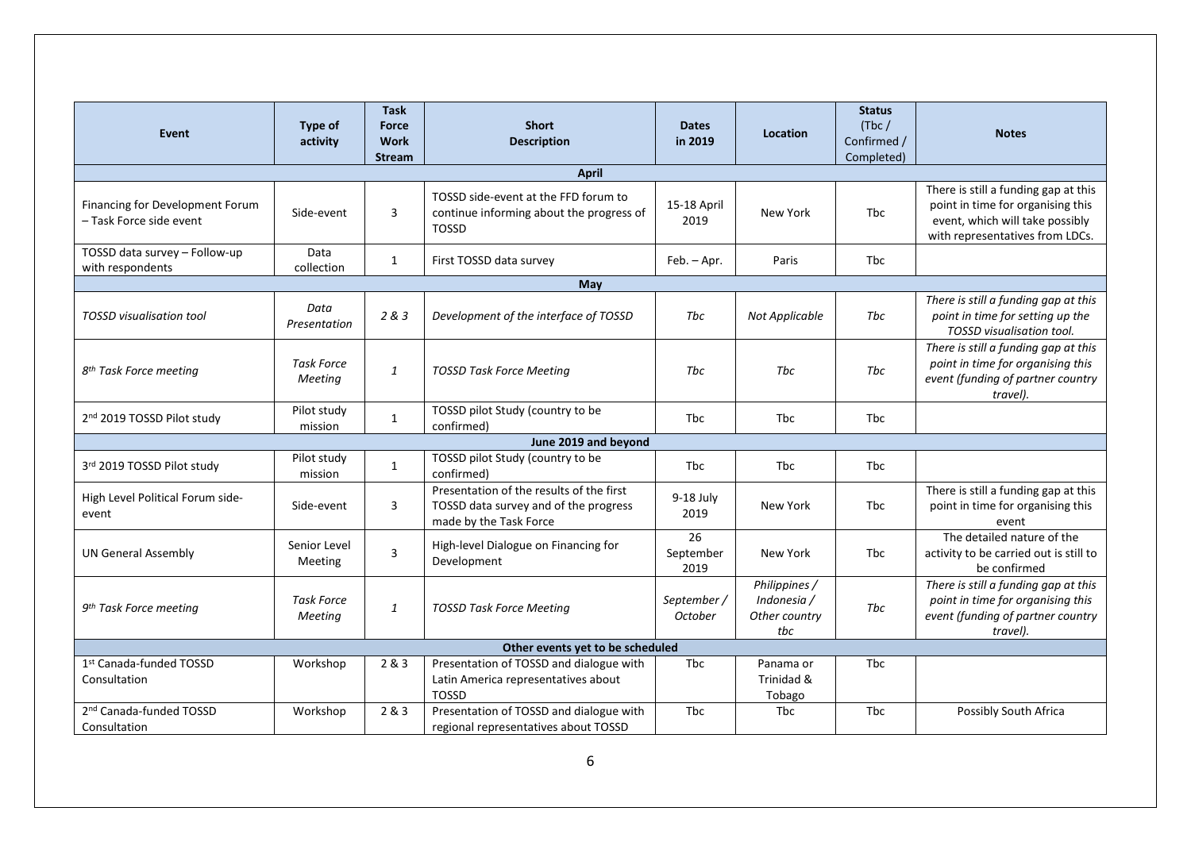| Event | Type of activity | Task Force Work Stream | Short Description | Dates in 2019 | Location | Status (Tbc / Confirmed / Completed) | Notes |
|---|---|---|---|---|---|---|---|
| **April** | | | | | | | |
| Financing for Development Forum – Task Force side event | Side-event | 3 | TOSSD side-event at the FFD forum to continue informing about the progress of TOSSD | 15-18 April 2019 | New York | Tbc | There is still a funding gap at this point in time for organising this event, which will take possibly with representatives from LDCs. |
| TOSSD data survey – Follow-up with respondents | Data collection | 1 | First TOSSD data survey | Feb. – Apr. | Paris | Tbc | |
| **May** | | | | | | | |
| *TOSSD visualisation tool* | *Data Presentation* | *2 & 3* | *Development of the interface of TOSSD* | *Tbc* | *Not Applicable* | *Tbc* | *There is still a funding gap at this point in time for setting up the TOSSD visualisation tool.* |
| *8th Task Force meeting* | *Task Force Meeting* | *1* | *TOSSD Task Force Meeting* | *Tbc* | *Tbc* | *Tbc* | *There is still a funding gap at this point in time for organising this event (funding of partner country travel).* |
| 2nd 2019 TOSSD Pilot study | Pilot study mission | 1 | TOSSD pilot Study (country to be confirmed) | Tbc | Tbc | Tbc | |
| **June 2019 and beyond** | | | | | | | |
| 3rd 2019 TOSSD Pilot study | Pilot study mission | 1 | TOSSD pilot Study (country to be confirmed) | Tbc | Tbc | Tbc | |
| High Level Political Forum side-event | Side-event | 3 | Presentation of the results of the first TOSSD data survey and of the progress made by the Task Force | 9-18 July 2019 | New York | Tbc | There is still a funding gap at this point in time for organising this event |
| UN General Assembly | Senior Level Meeting | 3 | High-level Dialogue on Financing for Development | 26 September 2019 | New York | Tbc | The detailed nature of the activity to be carried out is still to be confirmed |
| *9th Task Force meeting* | *Task Force Meeting* | *1* | *TOSSD Task Force Meeting* | *September / October* | *Philippines / Indonesia / Other country tbc* | *Tbc* | *There is still a funding gap at this point in time for organising this event (funding of partner country travel).* |
| **Other events yet to be scheduled** | | | | | | | |
| 1st Canada-funded TOSSD Consultation | Workshop | 2 & 3 | Presentation of TOSSD and dialogue with Latin America representatives about TOSSD | Tbc | Panama or Trinidad & Tobago | Tbc | |
| 2nd Canada-funded TOSSD Consultation | Workshop | 2 & 3 | Presentation of TOSSD and dialogue with regional representatives about TOSSD | Tbc | Tbc | Tbc | Possibly South Africa |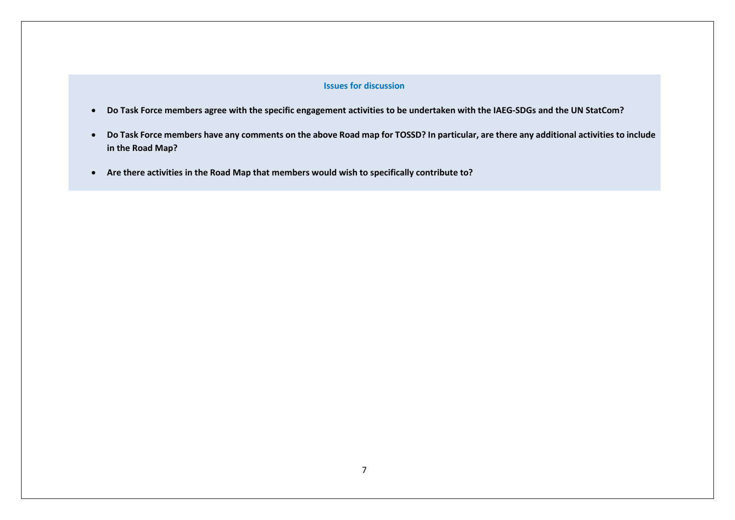**Issues for discussion**

- **Do Task Force members agree with the specific engagement activities to be undertaken with the IAEG-SDGs and the UN StatCom?**
- **Do Task Force members have any comments on the above Road map for TOSSD? In particular, are there any additional activities to include in the Road Map?**
- **Are there activities in the Road Map that members would wish to specifically contribute to?**